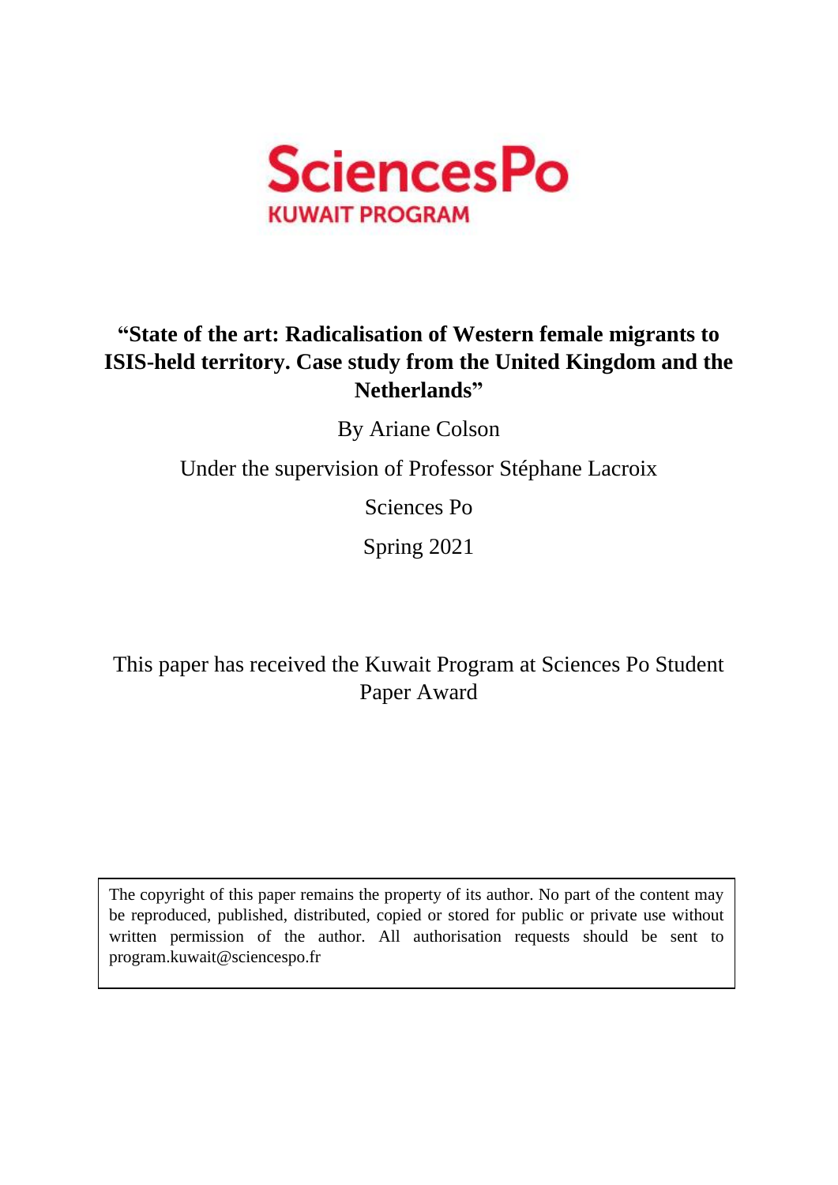SciencesPo

KUWAIT PROGRAM

# "State of the art: Radicalisation of Western female migrants to ISIS-held territory. Case study from the United Kingdom and the Netherlands"

By Ariane Colson

Under the supervision of Professor Stéphane Lacroix

Sciences Po

Spring 2021

This paper has received the Kuwait Program at Sciences Po Student Paper Award

The copyright of this paper remains the property of its author. No part of the content may be reproduced, published, distributed, copied or stored for public or private use without written permission of the author. All authorisation requests should be sent to program.kuwait@sciencespo.fr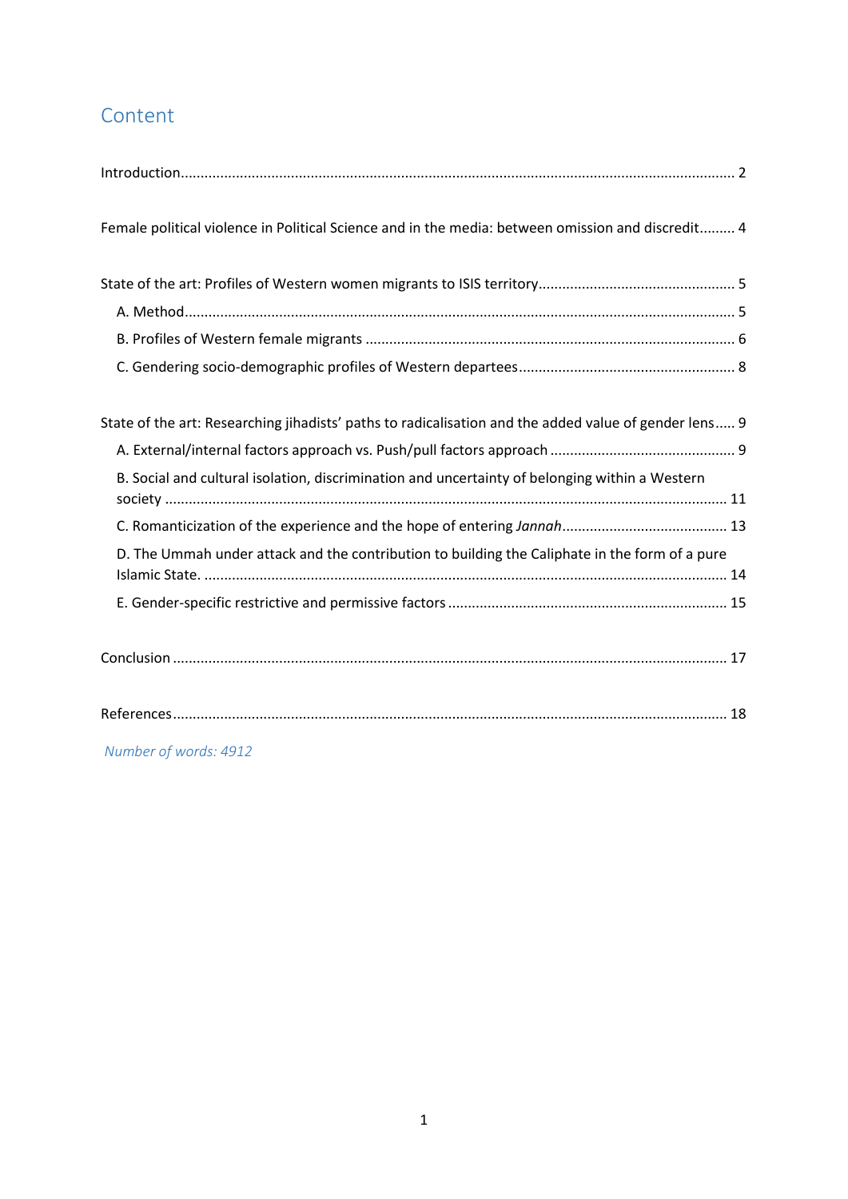## Content

Introduction ..... 2

Female political violence in Political Science and in the media: between omission and discredit ..... 4

State of the art: Profiles of Western women migrants to ISIS territory ..... 5

- A. Method ..... 5
- B. Profiles of Western female migrants ..... 6
- C. Gendering socio-demographic profiles of Western departees ..... 8

State of the art: Researching jihadists' paths to radicalisation and the added value of gender lens ..... 9

- A. External/internal factors approach vs. Push/pull factors approach ..... 9
- B. Social and cultural isolation, discrimination and uncertainty of belonging within a Western society ..... 11
- C. Romanticization of the experience and the hope of entering *Jannah* ..... 13
- D. The Ummah under attack and the contribution to building the Caliphate in the form of a pure Islamic State. ..... 14
- E. Gender-specific restrictive and permissive factors ..... 15

Conclusion ..... 17

References ..... 18

*Number of words: 4912*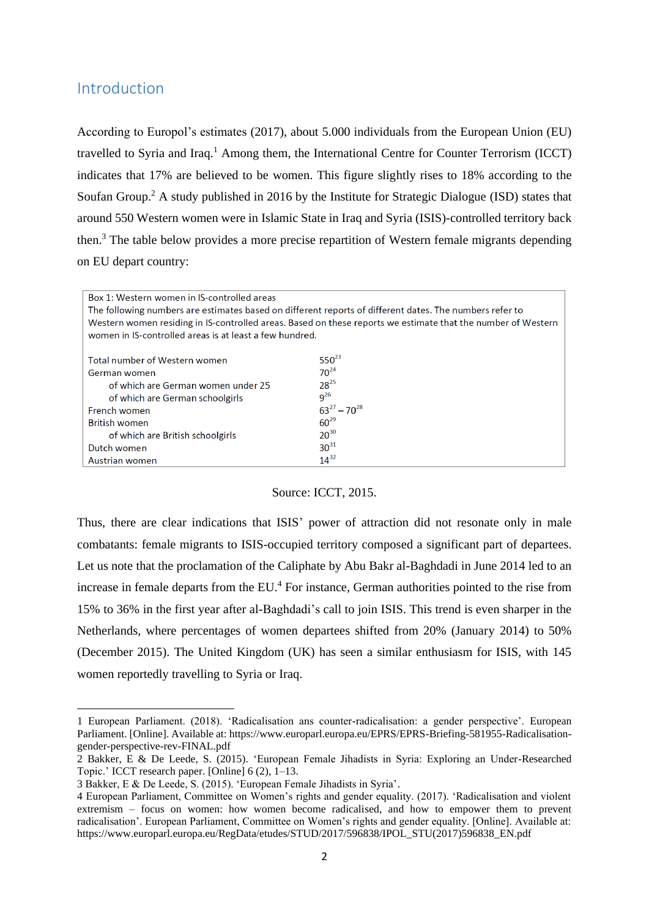## Introduction

According to Europol's estimates (2017), about 5.000 individuals from the European Union (EU) travelled to Syria and Iraq.[1] Among them, the International Centre for Counter Terrorism (ICCT) indicates that 17% are believed to be women. This figure slightly rises to 18% according to the Soufan Group.[2] A study published in 2016 by the Institute for Strategic Dialogue (ISD) states that around 550 Western women were in Islamic State in Iraq and Syria (ISIS)-controlled territory back then.[3] The table below provides a more precise repartition of Western female migrants depending on EU depart country:

Box 1: Western women in IS-controlled areas

The following numbers are estimates based on different reports of different dates. The numbers refer to Western women residing in IS-controlled areas. Based on these reports we estimate that the number of Western women in IS-controlled areas is at least a few hundred.

| | |
|---|---|
| Total number of Western women | 550[23] |
| German women | 70[24] |
| of which are German women under 25 | 28[25] |
| of which are German schoolgirls | 9[26] |
| French women | 63[27] – 70[28] |
| British women | 60[29] |
| of which are British schoolgirls | 20[30] |
| Dutch women | 30[31] |
| Austrian women | 14[32] |

Source: ICCT, 2015.

Thus, there are clear indications that ISIS' power of attraction did not resonate only in male combatants: female migrants to ISIS-occupied territory composed a significant part of departees. Let us note that the proclamation of the Caliphate by Abu Bakr al-Baghdadi in June 2014 led to an increase in female departs from the EU.[4] For instance, German authorities pointed to the rise from 15% to 36% in the first year after al-Baghdadi's call to join ISIS. This trend is even sharper in the Netherlands, where percentages of women departees shifted from 20% (January 2014) to 50% (December 2015). The United Kingdom (UK) has seen a similar enthusiasm for ISIS, with 145 women reportedly travelling to Syria or Iraq.

---

1 European Parliament. (2018). 'Radicalisation ans counter-radicalisation: a gender perspective'. European Parliament. [Online]. Available at: https://www.europarl.europa.eu/EPRS/EPRS-Briefing-581955-Radicalisation-gender-perspective-rev-FINAL.pdf

2 Bakker, E & De Leede, S. (2015). 'European Female Jihadists in Syria: Exploring an Under-Researched Topic.' ICCT research paper. [Online] 6 (2), 1–13.

3 Bakker, E & De Leede, S. (2015). 'European Female Jihadists in Syria'.

4 European Parliament, Committee on Women's rights and gender equality. (2017). 'Radicalisation and violent extremism – focus on women: how women become radicalised, and how to empower them to prevent radicalisation'. European Parliament, Committee on Women's rights and gender equality. [Online]. Available at: https://www.europarl.europa.eu/RegData/etudes/STUD/2017/596838/IPOL_STU(2017)596838_EN.pdf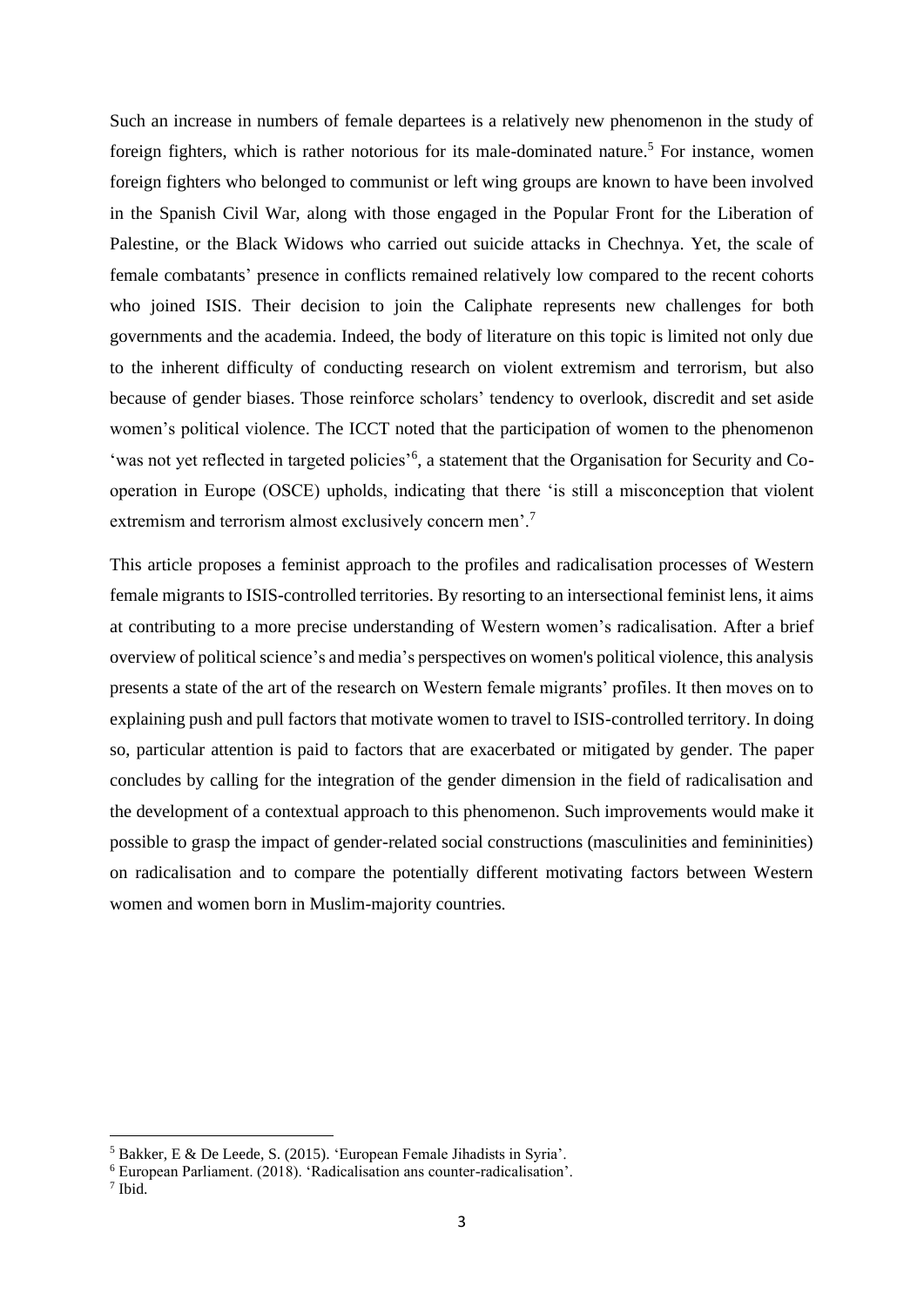Such an increase in numbers of female departees is a relatively new phenomenon in the study of foreign fighters, which is rather notorious for its male-dominated nature.[5] For instance, women foreign fighters who belonged to communist or left wing groups are known to have been involved in the Spanish Civil War, along with those engaged in the Popular Front for the Liberation of Palestine, or the Black Widows who carried out suicide attacks in Chechnya. Yet, the scale of female combatants' presence in conflicts remained relatively low compared to the recent cohorts who joined ISIS. Their decision to join the Caliphate represents new challenges for both governments and the academia. Indeed, the body of literature on this topic is limited not only due to the inherent difficulty of conducting research on violent extremism and terrorism, but also because of gender biases. Those reinforce scholars' tendency to overlook, discredit and set aside women's political violence. The ICCT noted that the participation of women to the phenomenon 'was not yet reflected in targeted policies'[6], a statement that the Organisation for Security and Co-operation in Europe (OSCE) upholds, indicating that there 'is still a misconception that violent extremism and terrorism almost exclusively concern men'.[7]

This article proposes a feminist approach to the profiles and radicalisation processes of Western female migrants to ISIS-controlled territories. By resorting to an intersectional feminist lens, it aims at contributing to a more precise understanding of Western women's radicalisation. After a brief overview of political science's and media's perspectives on women's political violence, this analysis presents a state of the art of the research on Western female migrants' profiles. It then moves on to explaining push and pull factors that motivate women to travel to ISIS-controlled territory. In doing so, particular attention is paid to factors that are exacerbated or mitigated by gender. The paper concludes by calling for the integration of the gender dimension in the field of radicalisation and the development of a contextual approach to this phenomenon. Such improvements would make it possible to grasp the impact of gender-related social constructions (masculinities and femininities) on radicalisation and to compare the potentially different motivating factors between Western women and women born in Muslim-majority countries.

---

[5] Bakker, E & De Leede, S. (2015). 'European Female Jihadists in Syria'.

[6] European Parliament. (2018). 'Radicalisation ans counter-radicalisation'.

[7] Ibid.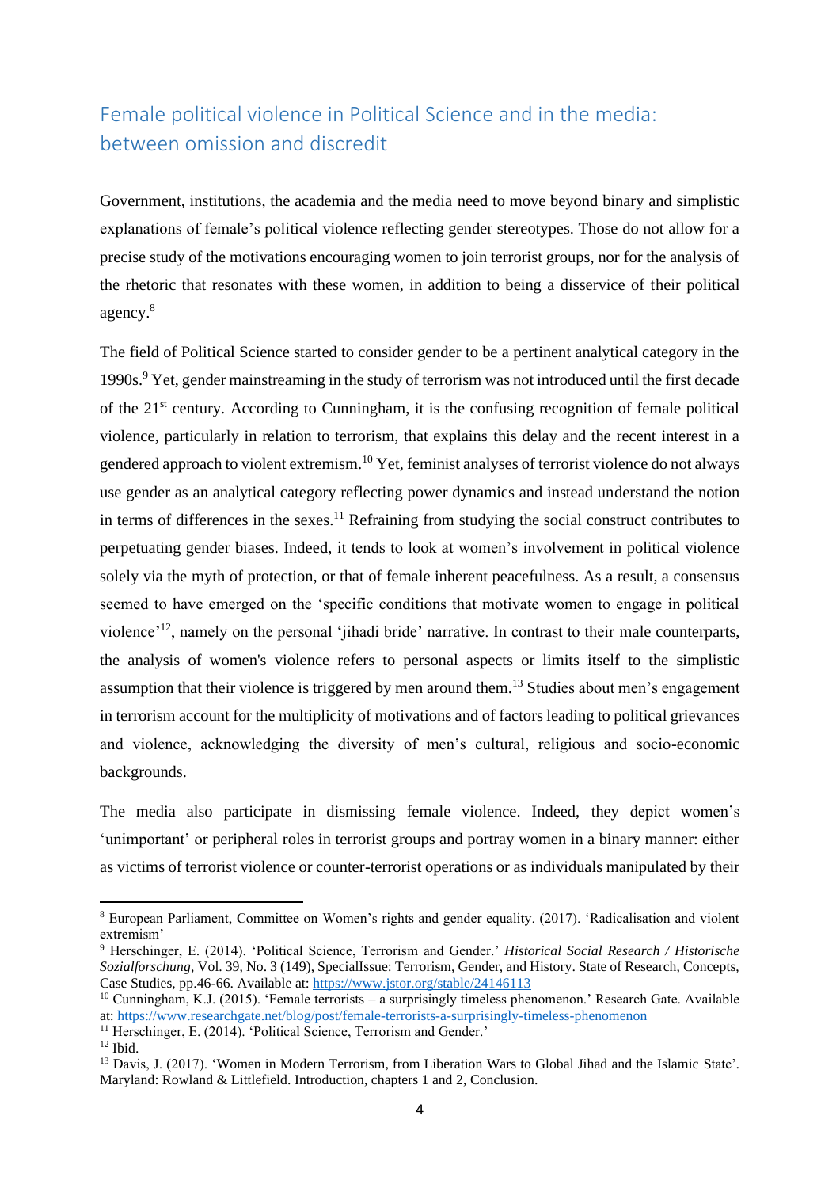## Female political violence in Political Science and in the media: between omission and discredit

Government, institutions, the academia and the media need to move beyond binary and simplistic explanations of female's political violence reflecting gender stereotypes. Those do not allow for a precise study of the motivations encouraging women to join terrorist groups, nor for the analysis of the rhetoric that resonates with these women, in addition to being a disservice of their political agency.[8]

The field of Political Science started to consider gender to be a pertinent analytical category in the 1990s.[9] Yet, gender mainstreaming in the study of terrorism was not introduced until the first decade of the 21st century. According to Cunningham, it is the confusing recognition of female political violence, particularly in relation to terrorism, that explains this delay and the recent interest in a gendered approach to violent extremism.[10] Yet, feminist analyses of terrorist violence do not always use gender as an analytical category reflecting power dynamics and instead understand the notion in terms of differences in the sexes.[11] Refraining from studying the social construct contributes to perpetuating gender biases. Indeed, it tends to look at women's involvement in political violence solely via the myth of protection, or that of female inherent peacefulness. As a result, a consensus seemed to have emerged on the 'specific conditions that motivate women to engage in political violence'[12], namely on the personal 'jihadi bride' narrative. In contrast to their male counterparts, the analysis of women's violence refers to personal aspects or limits itself to the simplistic assumption that their violence is triggered by men around them.[13] Studies about men's engagement in terrorism account for the multiplicity of motivations and of factors leading to political grievances and violence, acknowledging the diversity of men's cultural, religious and socio-economic backgrounds.

The media also participate in dismissing female violence. Indeed, they depict women's 'unimportant' or peripheral roles in terrorist groups and portray women in a binary manner: either as victims of terrorist violence or counter-terrorist operations or as individuals manipulated by their

---

[8] European Parliament, Committee on Women's rights and gender equality. (2017). 'Radicalisation and violent extremism'

[9] Herschinger, E. (2014). 'Political Science, Terrorism and Gender.' *Historical Social Research / Historische Sozialforschung*, Vol. 39, No. 3 (149), SpecialIssue: Terrorism, Gender, and History. State of Research, Concepts, Case Studies, pp.46-66. Available at: https://www.jstor.org/stable/24146113

[10] Cunningham, K.J. (2015). 'Female terrorists – a surprisingly timeless phenomenon.' Research Gate. Available at: https://www.researchgate.net/blog/post/female-terrorists-a-surprisingly-timeless-phenomenon

[11] Herschinger, E. (2014). 'Political Science, Terrorism and Gender.'

[12] Ibid.

[13] Davis, J. (2017). 'Women in Modern Terrorism, from Liberation Wars to Global Jihad and the Islamic State'. Maryland: Rowland & Littlefield. Introduction, chapters 1 and 2, Conclusion.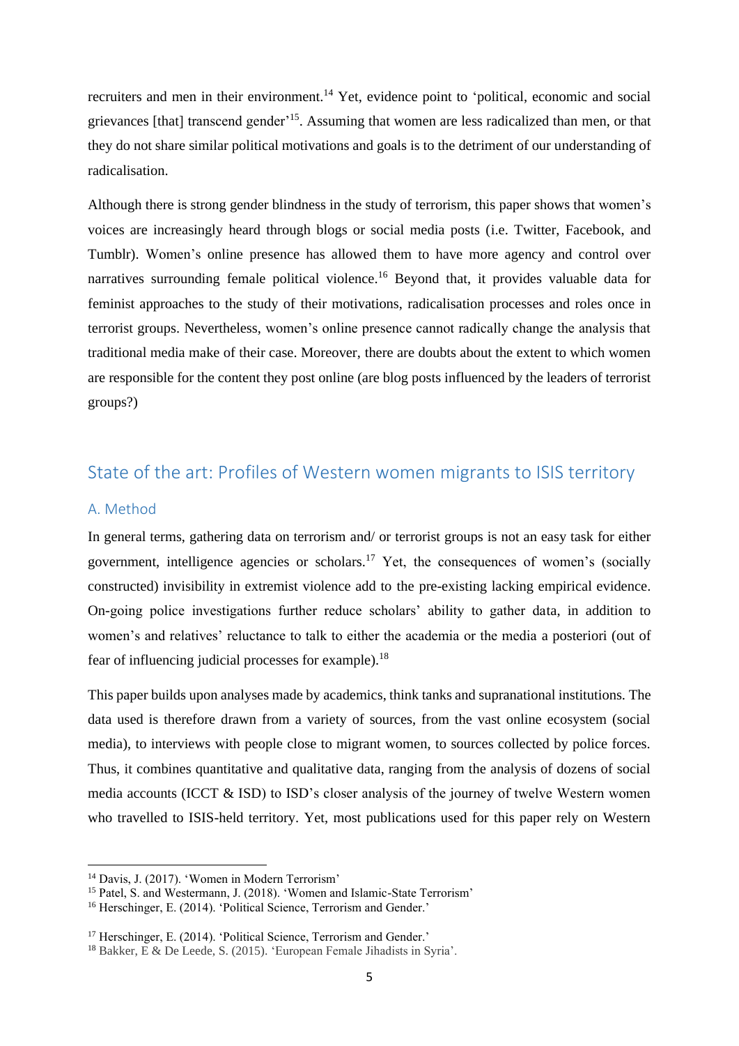recruiters and men in their environment.[14] Yet, evidence point to 'political, economic and social grievances [that] transcend gender'[15]. Assuming that women are less radicalized than men, or that they do not share similar political motivations and goals is to the detriment of our understanding of radicalisation.

Although there is strong gender blindness in the study of terrorism, this paper shows that women's voices are increasingly heard through blogs or social media posts (i.e. Twitter, Facebook, and Tumblr). Women's online presence has allowed them to have more agency and control over narratives surrounding female political violence.[16] Beyond that, it provides valuable data for feminist approaches to the study of their motivations, radicalisation processes and roles once in terrorist groups. Nevertheless, women's online presence cannot radically change the analysis that traditional media make of their case. Moreover, there are doubts about the extent to which women are responsible for the content they post online (are blog posts influenced by the leaders of terrorist groups?)

## State of the art: Profiles of Western women migrants to ISIS territory

### A. Method

In general terms, gathering data on terrorism and/ or terrorist groups is not an easy task for either government, intelligence agencies or scholars.[17] Yet, the consequences of women's (socially constructed) invisibility in extremist violence add to the pre-existing lacking empirical evidence. On-going police investigations further reduce scholars' ability to gather data, in addition to women's and relatives' reluctance to talk to either the academia or the media a posteriori (out of fear of influencing judicial processes for example).[18]

This paper builds upon analyses made by academics, think tanks and supranational institutions. The data used is therefore drawn from a variety of sources, from the vast online ecosystem (social media), to interviews with people close to migrant women, to sources collected by police forces. Thus, it combines quantitative and qualitative data, ranging from the analysis of dozens of social media accounts (ICCT & ISD) to ISD's closer analysis of the journey of twelve Western women who travelled to ISIS-held territory. Yet, most publications used for this paper rely on Western

---

[14] Davis, J. (2017). 'Women in Modern Terrorism'

[15] Patel, S. and Westermann, J. (2018). 'Women and Islamic-State Terrorism'

[16] Herschinger, E. (2014). 'Political Science, Terrorism and Gender.'

[17] Herschinger, E. (2014). 'Political Science, Terrorism and Gender.'

[18] Bakker, E & De Leede, S. (2015). 'European Female Jihadists in Syria'.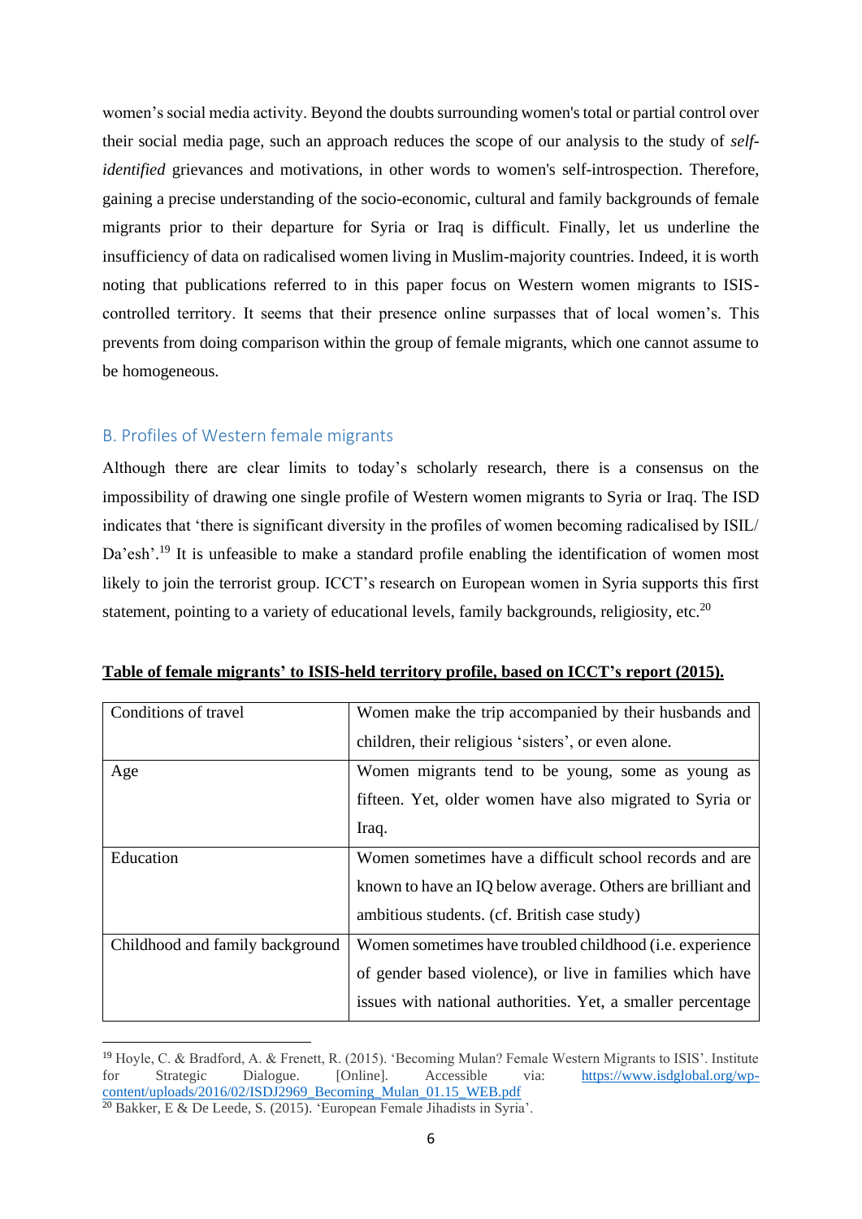women's social media activity. Beyond the doubts surrounding women's total or partial control over their social media page, such an approach reduces the scope of our analysis to the study of *self-identified* grievances and motivations, in other words to women's self-introspection. Therefore, gaining a precise understanding of the socio-economic, cultural and family backgrounds of female migrants prior to their departure for Syria or Iraq is difficult. Finally, let us underline the insufficiency of data on radicalised women living in Muslim-majority countries. Indeed, it is worth noting that publications referred to in this paper focus on Western women migrants to ISIS-controlled territory. It seems that their presence online surpasses that of local women's. This prevents from doing comparison within the group of female migrants, which one cannot assume to be homogeneous.

## B. Profiles of Western female migrants

Although there are clear limits to today's scholarly research, there is a consensus on the impossibility of drawing one single profile of Western women migrants to Syria or Iraq. The ISD indicates that 'there is significant diversity in the profiles of women becoming radicalised by ISIL/ Da'esh'.[19] It is unfeasible to make a standard profile enabling the identification of women most likely to join the terrorist group. ICCT's research on European women in Syria supports this first statement, pointing to a variety of educational levels, family backgrounds, religiosity, etc.[20]

**<u>Table of female migrants' to ISIS-held territory profile, based on ICCT's report (2015).</u>**

| | |
|---|---|
| Conditions of travel | Women make the trip accompanied by their husbands and children, their religious 'sisters', or even alone. |
| Age | Women migrants tend to be young, some as young as fifteen. Yet, older women have also migrated to Syria or Iraq. |
| Education | Women sometimes have a difficult school records and are known to have an IQ below average. Others are brilliant and ambitious students. (cf. British case study) |
| Childhood and family background | Women sometimes have troubled childhood (i.e. experience of gender based violence), or live in families which have issues with national authorities. Yet, a smaller percentage |

[19] Hoyle, C. & Bradford, A. & Frenett, R. (2015). 'Becoming Mulan? Female Western Migrants to ISIS'. Institute for Strategic Dialogue. [Online]. Accessible via: https://www.isdglobal.org/wp-content/uploads/2016/02/ISDJ2969_Becoming_Mulan_01.15_WEB.pdf

[20] Bakker, E & De Leede, S. (2015). 'European Female Jihadists in Syria'.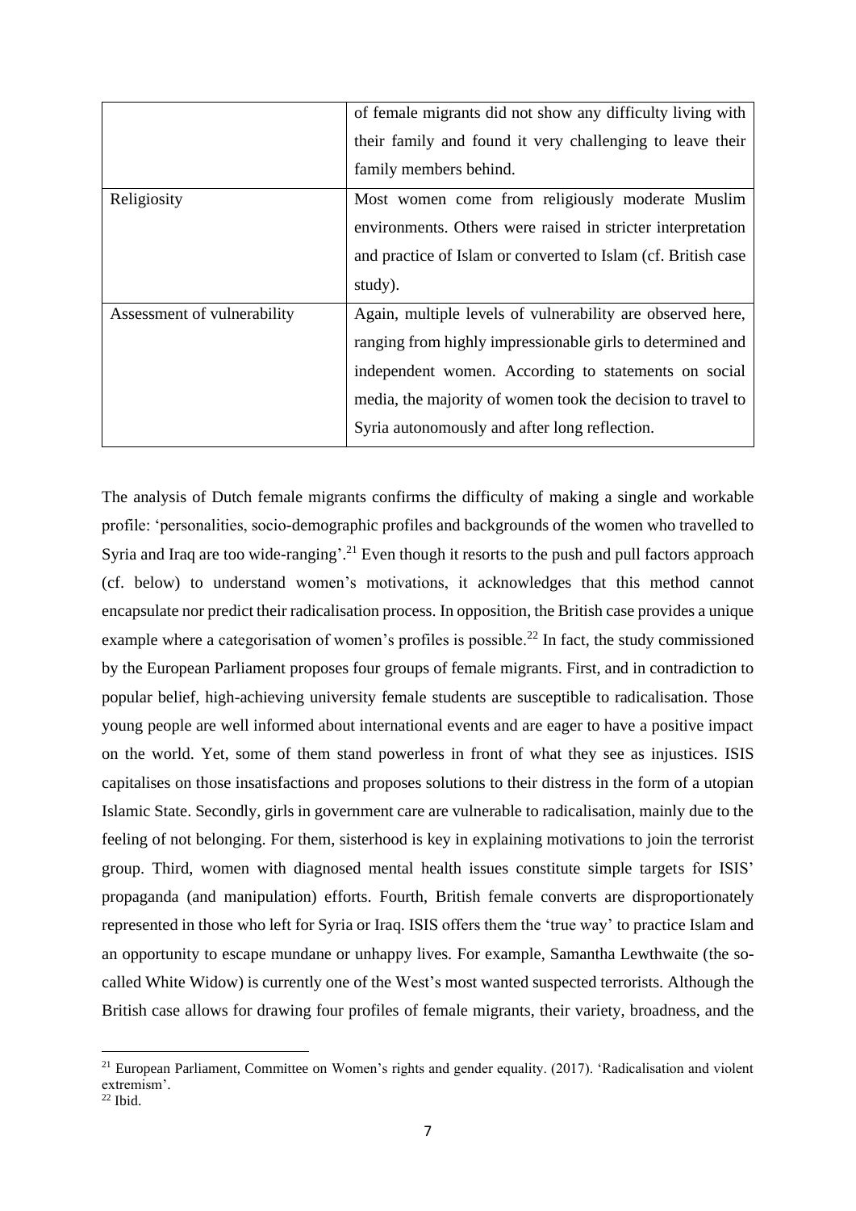| | |
|---|---|
| | of female migrants did not show any difficulty living with their family and found it very challenging to leave their family members behind. |
| Religiosity | Most women come from religiously moderate Muslim environments. Others were raised in stricter interpretation and practice of Islam or converted to Islam (cf. British case study). |
| Assessment of vulnerability | Again, multiple levels of vulnerability are observed here, ranging from highly impressionable girls to determined and independent women. According to statements on social media, the majority of women took the decision to travel to Syria autonomously and after long reflection. |

The analysis of Dutch female migrants confirms the difficulty of making a single and workable profile: 'personalities, socio-demographic profiles and backgrounds of the women who travelled to Syria and Iraq are too wide-ranging'.[21] Even though it resorts to the push and pull factors approach (cf. below) to understand women's motivations, it acknowledges that this method cannot encapsulate nor predict their radicalisation process. In opposition, the British case provides a unique example where a categorisation of women's profiles is possible.[22] In fact, the study commissioned by the European Parliament proposes four groups of female migrants. First, and in contradiction to popular belief, high-achieving university female students are susceptible to radicalisation. Those young people are well informed about international events and are eager to have a positive impact on the world. Yet, some of them stand powerless in front of what they see as injustices. ISIS capitalises on those insatisfactions and proposes solutions to their distress in the form of a utopian Islamic State. Secondly, girls in government care are vulnerable to radicalisation, mainly due to the feeling of not belonging. For them, sisterhood is key in explaining motivations to join the terrorist group. Third, women with diagnosed mental health issues constitute simple targets for ISIS' propaganda (and manipulation) efforts. Fourth, British female converts are disproportionately represented in those who left for Syria or Iraq. ISIS offers them the 'true way' to practice Islam and an opportunity to escape mundane or unhappy lives. For example, Samantha Lewthwaite (the so-called White Widow) is currently one of the West's most wanted suspected terrorists. Although the British case allows for drawing four profiles of female migrants, their variety, broadness, and the

---

[21] European Parliament, Committee on Women's rights and gender equality. (2017). 'Radicalisation and violent extremism'.

[22] Ibid.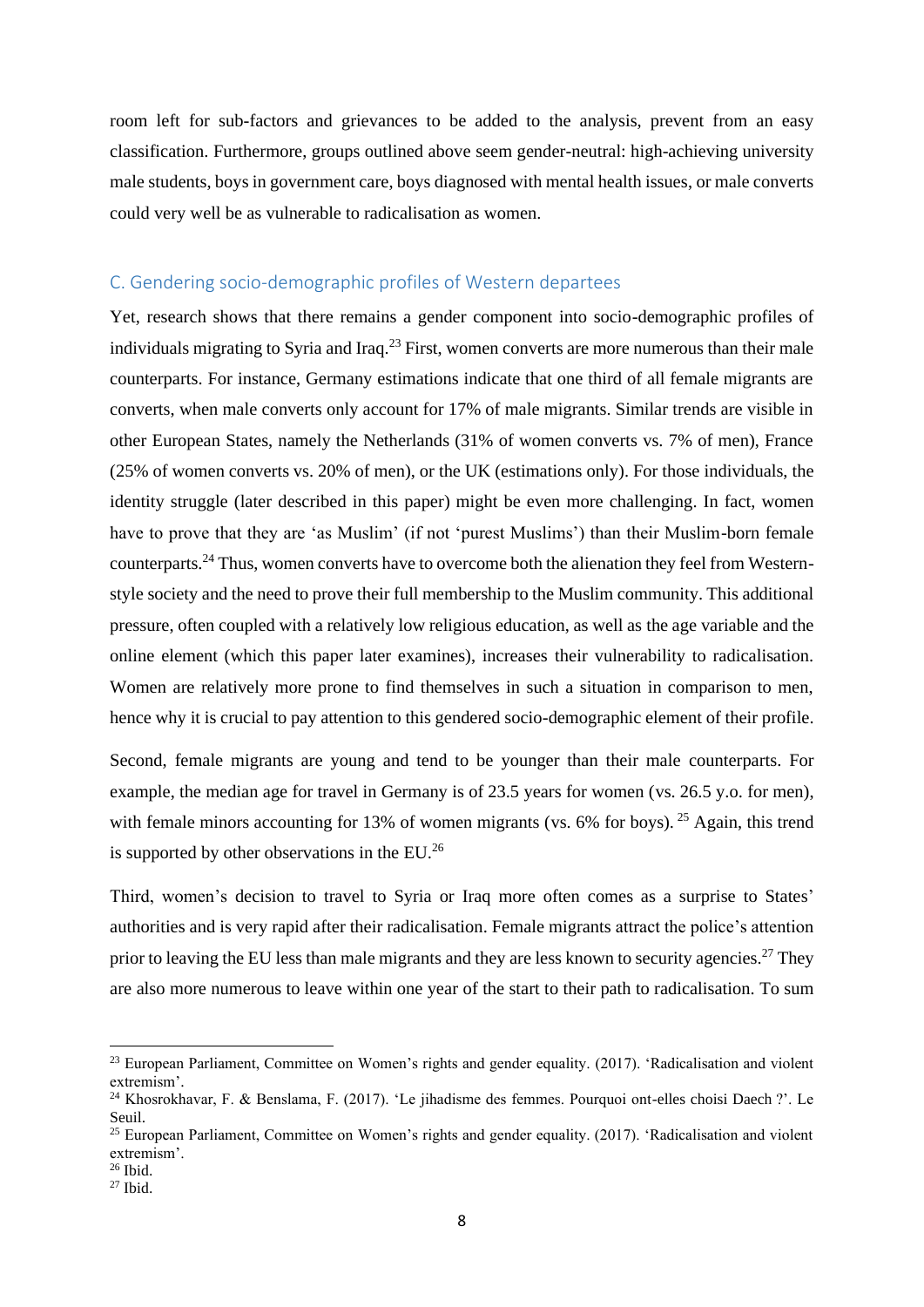room left for sub-factors and grievances to be added to the analysis, prevent from an easy classification. Furthermore, groups outlined above seem gender-neutral: high-achieving university male students, boys in government care, boys diagnosed with mental health issues, or male converts could very well be as vulnerable to radicalisation as women.

### C. Gendering socio-demographic profiles of Western departees

Yet, research shows that there remains a gender component into socio-demographic profiles of individuals migrating to Syria and Iraq.[23] First, women converts are more numerous than their male counterparts. For instance, Germany estimations indicate that one third of all female migrants are converts, when male converts only account for 17% of male migrants. Similar trends are visible in other European States, namely the Netherlands (31% of women converts vs. 7% of men), France (25% of women converts vs. 20% of men), or the UK (estimations only). For those individuals, the identity struggle (later described in this paper) might be even more challenging. In fact, women have to prove that they are 'as Muslim' (if not 'purest Muslims') than their Muslim-born female counterparts.[24] Thus, women converts have to overcome both the alienation they feel from Western-style society and the need to prove their full membership to the Muslim community. This additional pressure, often coupled with a relatively low religious education, as well as the age variable and the online element (which this paper later examines), increases their vulnerability to radicalisation. Women are relatively more prone to find themselves in such a situation in comparison to men, hence why it is crucial to pay attention to this gendered socio-demographic element of their profile.

Second, female migrants are young and tend to be younger than their male counterparts. For example, the median age for travel in Germany is of 23.5 years for women (vs. 26.5 y.o. for men), with female minors accounting for 13% of women migrants (vs. 6% for boys).[25] Again, this trend is supported by other observations in the EU.[26]

Third, women's decision to travel to Syria or Iraq more often comes as a surprise to States' authorities and is very rapid after their radicalisation. Female migrants attract the police's attention prior to leaving the EU less than male migrants and they are less known to security agencies.[27] They are also more numerous to leave within one year of the start to their path to radicalisation. To sum

---

[23] European Parliament, Committee on Women's rights and gender equality. (2017). 'Radicalisation and violent extremism'.

[24] Khosrokhavar, F. & Benslama, F. (2017). 'Le jihadisme des femmes. Pourquoi ont-elles choisi Daech ?'. Le Seuil.

[25] European Parliament, Committee on Women's rights and gender equality. (2017). 'Radicalisation and violent extremism'.

[26] Ibid.

[27] Ibid.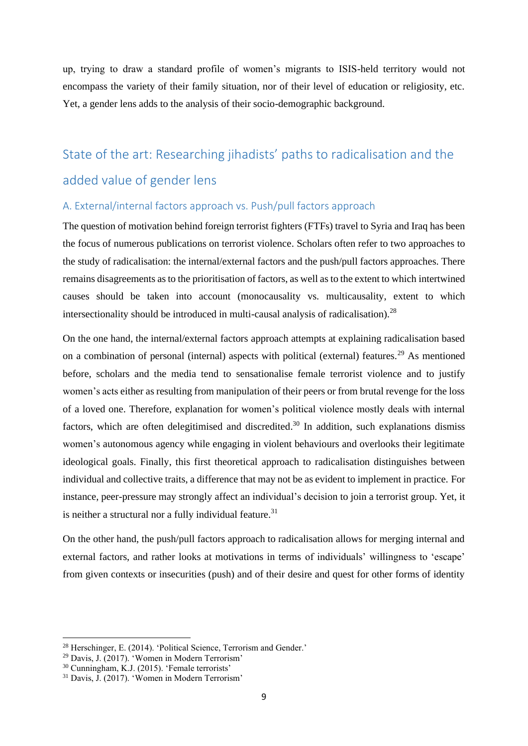up, trying to draw a standard profile of women's migrants to ISIS-held territory would not encompass the variety of their family situation, nor of their level of education or religiosity, etc. Yet, a gender lens adds to the analysis of their socio-demographic background.

## State of the art: Researching jihadists' paths to radicalisation and the added value of gender lens

### A. External/internal factors approach vs. Push/pull factors approach

The question of motivation behind foreign terrorist fighters (FTFs) travel to Syria and Iraq has been the focus of numerous publications on terrorist violence. Scholars often refer to two approaches to the study of radicalisation: the internal/external factors and the push/pull factors approaches. There remains disagreements as to the prioritisation of factors, as well as to the extent to which intertwined causes should be taken into account (monocausality vs. multicausality, extent to which intersectionality should be introduced in multi-causal analysis of radicalisation).[28]

On the one hand, the internal/external factors approach attempts at explaining radicalisation based on a combination of personal (internal) aspects with political (external) features.[29] As mentioned before, scholars and the media tend to sensationalise female terrorist violence and to justify women's acts either as resulting from manipulation of their peers or from brutal revenge for the loss of a loved one. Therefore, explanation for women's political violence mostly deals with internal factors, which are often delegitimised and discredited.[30] In addition, such explanations dismiss women's autonomous agency while engaging in violent behaviours and overlooks their legitimate ideological goals. Finally, this first theoretical approach to radicalisation distinguishes between individual and collective traits, a difference that may not be as evident to implement in practice. For instance, peer-pressure may strongly affect an individual's decision to join a terrorist group. Yet, it is neither a structural nor a fully individual feature.[31]

On the other hand, the push/pull factors approach to radicalisation allows for merging internal and external factors, and rather looks at motivations in terms of individuals' willingness to 'escape' from given contexts or insecurities (push) and of their desire and quest for other forms of identity

---

[28] Herschinger, E. (2014). 'Political Science, Terrorism and Gender.'

[29] Davis, J. (2017). 'Women in Modern Terrorism'

[30] Cunningham, K.J. (2015). 'Female terrorists'

[31] Davis, J. (2017). 'Women in Modern Terrorism'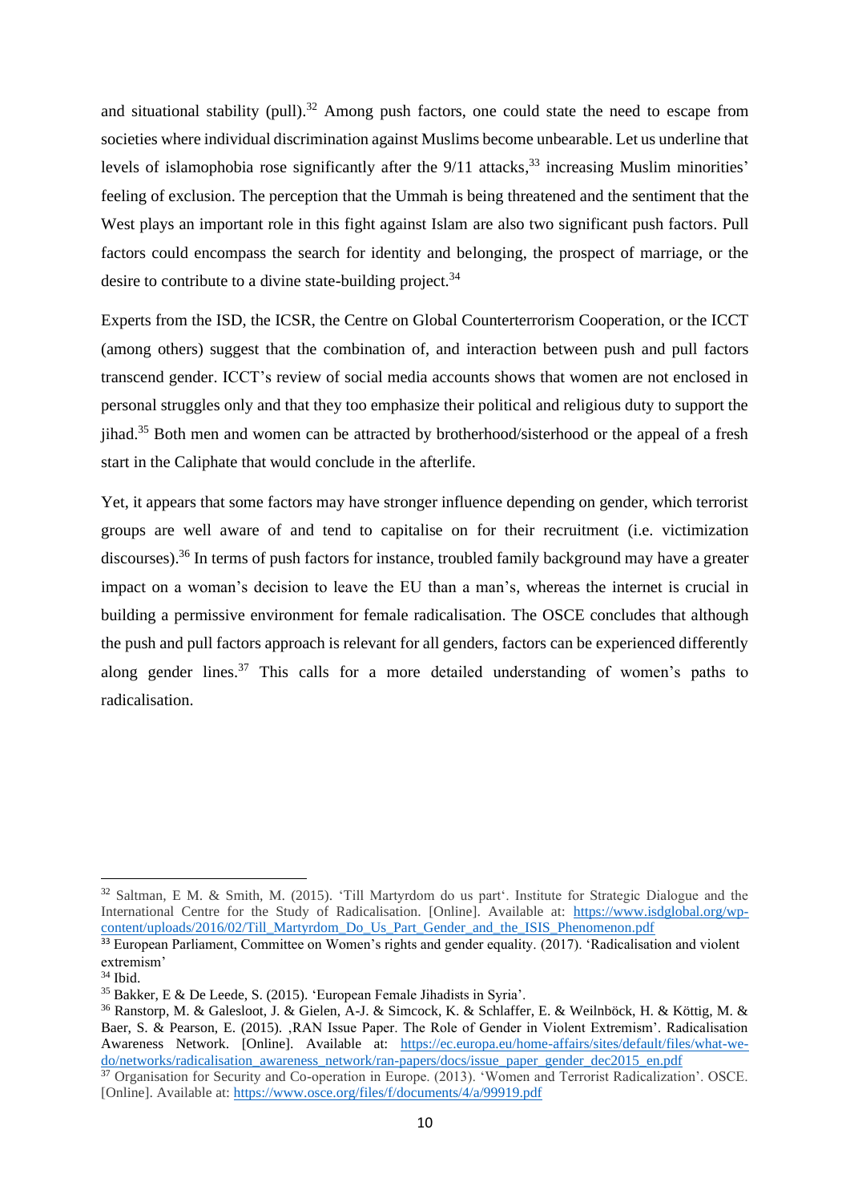and situational stability (pull).[32] Among push factors, one could state the need to escape from societies where individual discrimination against Muslims become unbearable. Let us underline that levels of islamophobia rose significantly after the 9/11 attacks,[33] increasing Muslim minorities' feeling of exclusion. The perception that the Ummah is being threatened and the sentiment that the West plays an important role in this fight against Islam are also two significant push factors. Pull factors could encompass the search for identity and belonging, the prospect of marriage, or the desire to contribute to a divine state-building project.[34]

Experts from the ISD, the ICSR, the Centre on Global Counterterrorism Cooperation, or the ICCT (among others) suggest that the combination of, and interaction between push and pull factors transcend gender. ICCT's review of social media accounts shows that women are not enclosed in personal struggles only and that they too emphasize their political and religious duty to support the jihad.[35] Both men and women can be attracted by brotherhood/sisterhood or the appeal of a fresh start in the Caliphate that would conclude in the afterlife.

Yet, it appears that some factors may have stronger influence depending on gender, which terrorist groups are well aware of and tend to capitalise on for their recruitment (i.e. victimization discourses).[36] In terms of push factors for instance, troubled family background may have a greater impact on a woman's decision to leave the EU than a man's, whereas the internet is crucial in building a permissive environment for female radicalisation. The OSCE concludes that although the push and pull factors approach is relevant for all genders, factors can be experienced differently along gender lines.[37] This calls for a more detailed understanding of women's paths to radicalisation.

---

[32] Saltman, E M. & Smith, M. (2015). 'Till Martyrdom do us part'. Institute for Strategic Dialogue and the International Centre for the Study of Radicalisation. [Online]. Available at: https://www.isdglobal.org/wp-content/uploads/2016/02/Till_Martyrdom_Do_Us_Part_Gender_and_the_ISIS_Phenomenon.pdf

[33] European Parliament, Committee on Women's rights and gender equality. (2017). 'Radicalisation and violent extremism'

[34] Ibid.

[35] Bakker, E & De Leede, S. (2015). 'European Female Jihadists in Syria'.

[36] Ranstorp, M. & Galesloot, J. & Gielen, A-J. & Simcock, K. & Schlaffer, E. & Weilnböck, H. & Köttig, M. & Baer, S. & Pearson, E. (2015). ‚RAN Issue Paper. The Role of Gender in Violent Extremism'. Radicalisation Awareness Network. [Online]. Available at: https://ec.europa.eu/home-affairs/sites/default/files/what-we-do/networks/radicalisation_awareness_network/ran-papers/docs/issue_paper_gender_dec2015_en.pdf

[37] Organisation for Security and Co-operation in Europe. (2013). 'Women and Terrorist Radicalization'. OSCE. [Online]. Available at: https://www.osce.org/files/f/documents/4/a/99919.pdf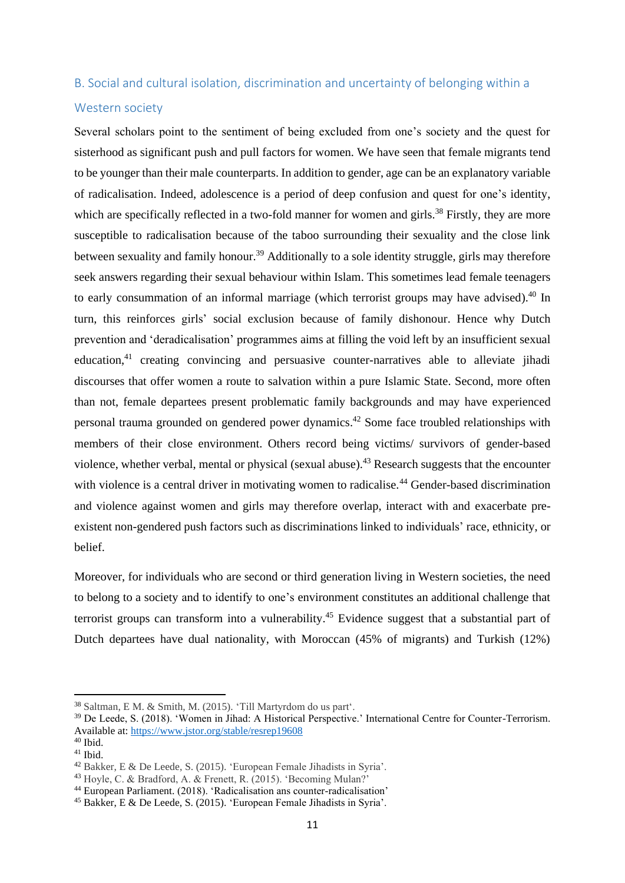### B. Social and cultural isolation, discrimination and uncertainty of belonging within a Western society

Several scholars point to the sentiment of being excluded from one's society and the quest for sisterhood as significant push and pull factors for women. We have seen that female migrants tend to be younger than their male counterparts. In addition to gender, age can be an explanatory variable of radicalisation. Indeed, adolescence is a period of deep confusion and quest for one's identity, which are specifically reflected in a two-fold manner for women and girls.[38] Firstly, they are more susceptible to radicalisation because of the taboo surrounding their sexuality and the close link between sexuality and family honour.[39] Additionally to a sole identity struggle, girls may therefore seek answers regarding their sexual behaviour within Islam. This sometimes lead female teenagers to early consummation of an informal marriage (which terrorist groups may have advised).[40] In turn, this reinforces girls' social exclusion because of family dishonour. Hence why Dutch prevention and 'deradicalisation' programmes aims at filling the void left by an insufficient sexual education,[41] creating convincing and persuasive counter-narratives able to alleviate jihadi discourses that offer women a route to salvation within a pure Islamic State. Second, more often than not, female departees present problematic family backgrounds and may have experienced personal trauma grounded on gendered power dynamics.[42] Some face troubled relationships with members of their close environment. Others record being victims/ survivors of gender-based violence, whether verbal, mental or physical (sexual abuse).[43] Research suggests that the encounter with violence is a central driver in motivating women to radicalise.[44] Gender-based discrimination and violence against women and girls may therefore overlap, interact with and exacerbate pre-existent non-gendered push factors such as discriminations linked to individuals' race, ethnicity, or belief.

Moreover, for individuals who are second or third generation living in Western societies, the need to belong to a society and to identify to one's environment constitutes an additional challenge that terrorist groups can transform into a vulnerability.[45] Evidence suggest that a substantial part of Dutch departees have dual nationality, with Moroccan (45% of migrants) and Turkish (12%)

---

[38] Saltman, E M. & Smith, M. (2015). 'Till Martyrdom do us part'.

[39] De Leede, S. (2018). 'Women in Jihad: A Historical Perspective.' International Centre for Counter-Terrorism. Available at: https://www.jstor.org/stable/resrep19608

[40] Ibid.

[41] Ibid.

[42] Bakker, E & De Leede, S. (2015). 'European Female Jihadists in Syria'.

[43] Hoyle, C. & Bradford, A. & Frenett, R. (2015). 'Becoming Mulan?'

[44] European Parliament. (2018). 'Radicalisation ans counter-radicalisation'

[45] Bakker, E & De Leede, S. (2015). 'European Female Jihadists in Syria'.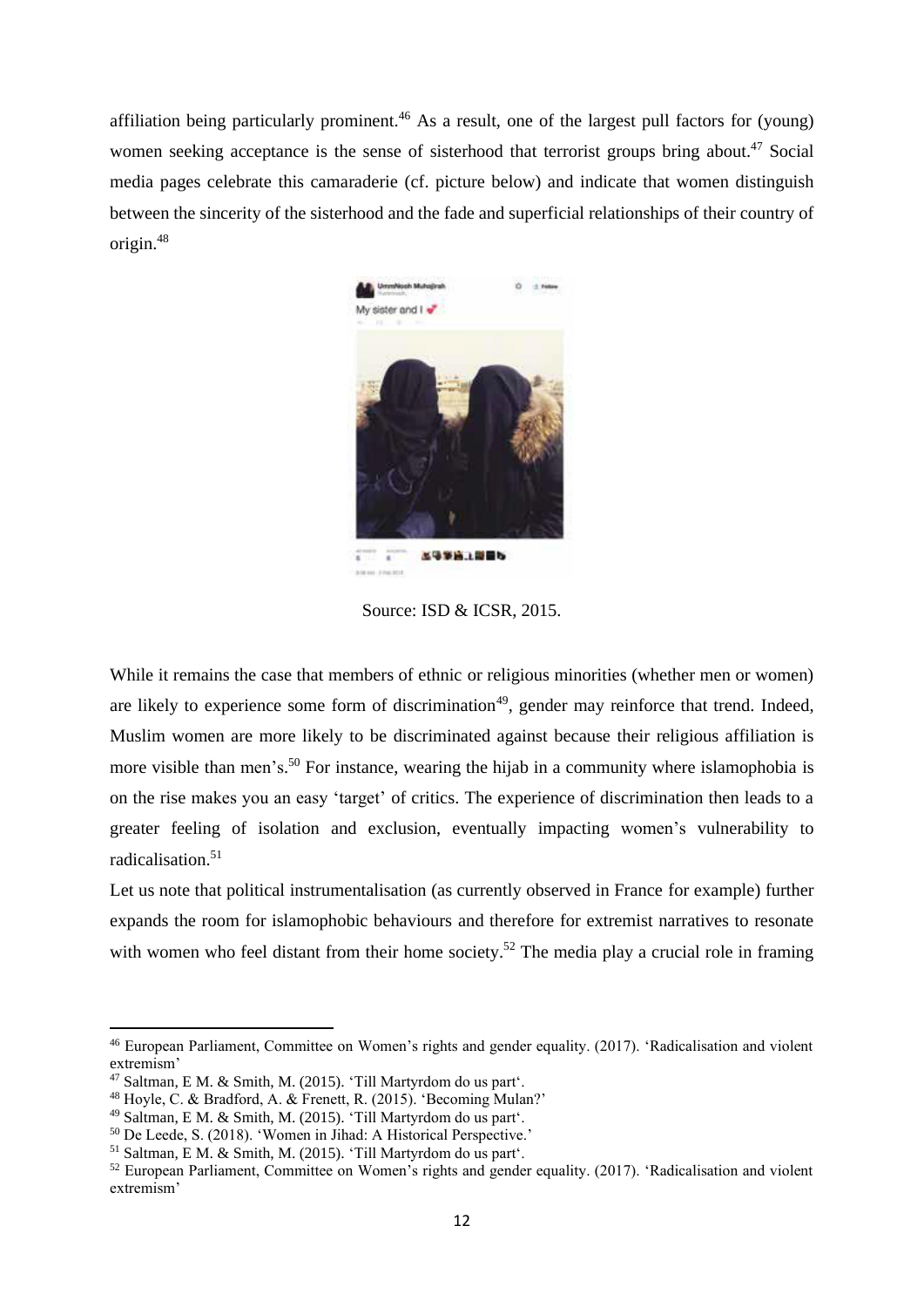affiliation being particularly prominent.[46] As a result, one of the largest pull factors for (young) women seeking acceptance is the sense of sisterhood that terrorist groups bring about.[47] Social media pages celebrate this camaraderie (cf. picture below) and indicate that women distinguish between the sincerity of the sisterhood and the fade and superficial relationships of their country of origin.[48]

Source: ISD & ICSR, 2015.

While it remains the case that members of ethnic or religious minorities (whether men or women) are likely to experience some form of discrimination[49], gender may reinforce that trend. Indeed, Muslim women are more likely to be discriminated against because their religious affiliation is more visible than men's.[50] For instance, wearing the hijab in a community where islamophobia is on the rise makes you an easy 'target' of critics. The experience of discrimination then leads to a greater feeling of isolation and exclusion, eventually impacting women's vulnerability to radicalisation.[51]

Let us note that political instrumentalisation (as currently observed in France for example) further expands the room for islamophobic behaviours and therefore for extremist narratives to resonate with women who feel distant from their home society.[52] The media play a crucial role in framing

---

[46] European Parliament, Committee on Women's rights and gender equality. (2017). 'Radicalisation and violent extremism'

[47] Saltman, E M. & Smith, M. (2015). 'Till Martyrdom do us part'.

[48] Hoyle, C. & Bradford, A. & Frenett, R. (2015). 'Becoming Mulan?'

[49] Saltman, E M. & Smith, M. (2015). 'Till Martyrdom do us part'.

[50] De Leede, S. (2018). 'Women in Jihad: A Historical Perspective.'

[51] Saltman, E M. & Smith, M. (2015). 'Till Martyrdom do us part'.

[52] European Parliament, Committee on Women's rights and gender equality. (2017). 'Radicalisation and violent extremism'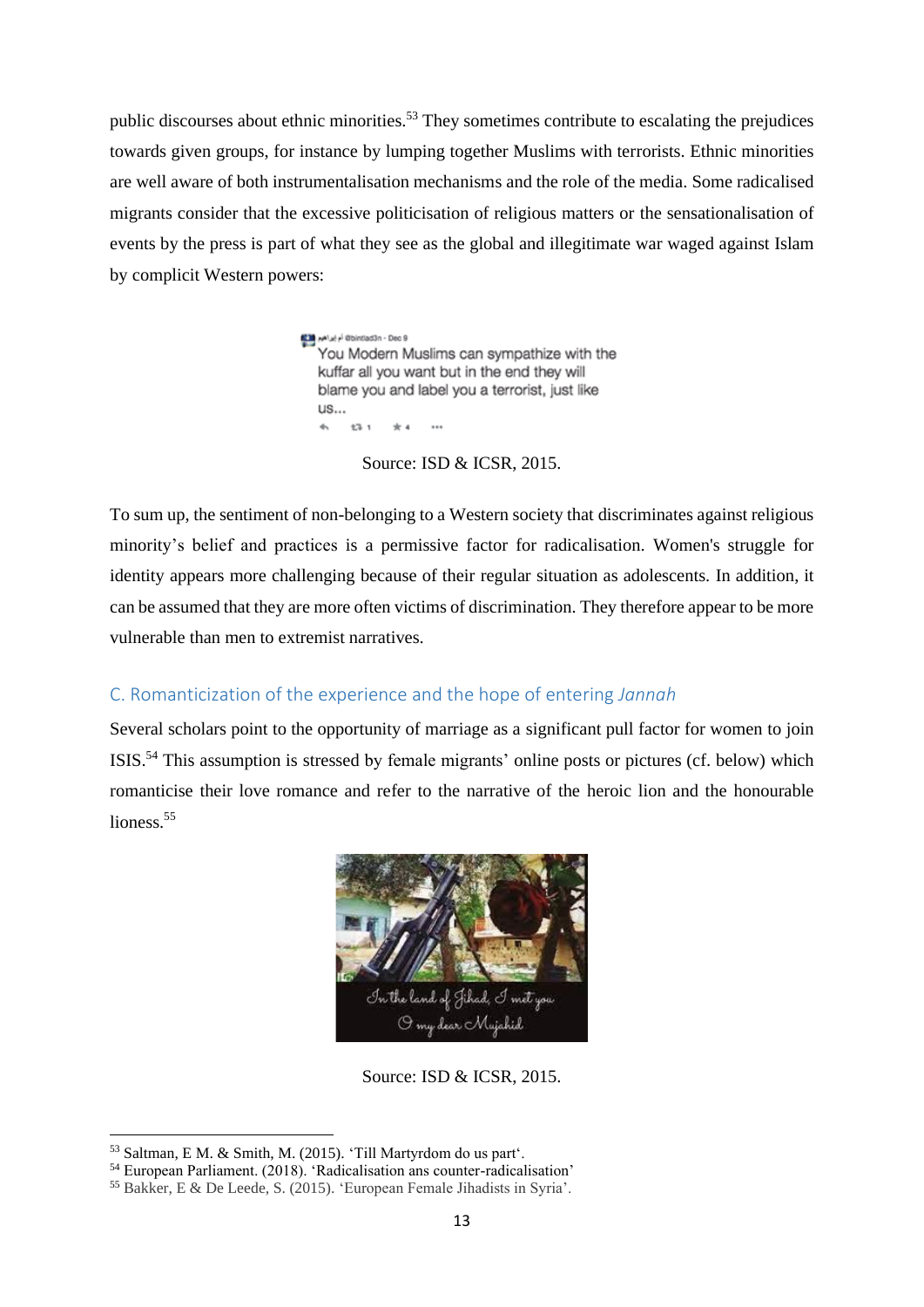public discourses about ethnic minorities.[53] They sometimes contribute to escalating the prejudices towards given groups, for instance by lumping together Muslims with terrorists. Ethnic minorities are well aware of both instrumentalisation mechanisms and the role of the media. Some radicalised migrants consider that the excessive politicisation of religious matters or the sensationalisation of events by the press is part of what they see as the global and illegitimate war waged against Islam by complicit Western powers:

Source: ISD & ICSR, 2015.

To sum up, the sentiment of non-belonging to a Western society that discriminates against religious minority's belief and practices is a permissive factor for radicalisation. Women's struggle for identity appears more challenging because of their regular situation as adolescents. In addition, it can be assumed that they are more often victims of discrimination. They therefore appear to be more vulnerable than men to extremist narratives.

### C. Romanticization of the experience and the hope of entering *Jannah*

Several scholars point to the opportunity of marriage as a significant pull factor for women to join ISIS.[54] This assumption is stressed by female migrants' online posts or pictures (cf. below) which romanticise their love romance and refer to the narrative of the heroic lion and the honourable lioness.[55]

Source: ISD & ICSR, 2015.

[53] Saltman, E M. & Smith, M. (2015). 'Till Martyrdom do us part'.
[54] European Parliament. (2018). 'Radicalisation ans counter-radicalisation'
[55] Bakker, E & De Leede, S. (2015). 'European Female Jihadists in Syria'.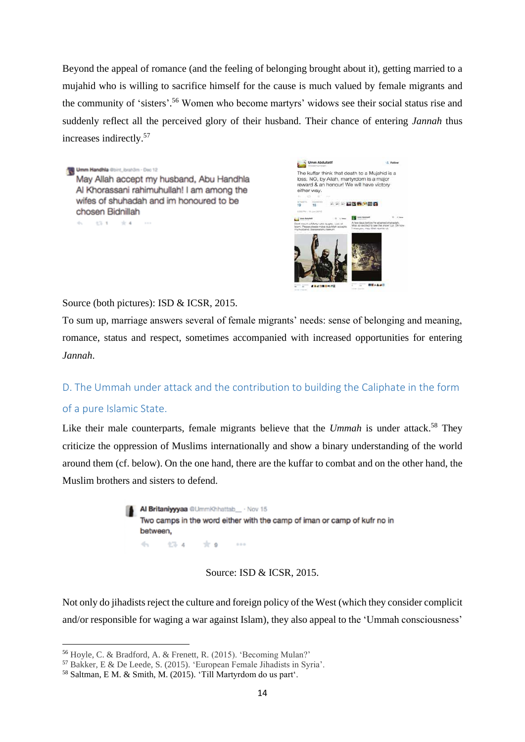Beyond the appeal of romance (and the feeling of belonging brought about it), getting married to a mujahid who is willing to sacrifice himself for the cause is much valued by female migrants and the community of 'sisters'.[56] Women who become martyrs' widows see their social status rise and suddenly reflect all the perceived glory of their husband. Their chance of entering *Jannah* thus increases indirectly.[57]

> **Umm Handhla** — Dec 12
> May Allah accept my husband, Abu Handhla Al Khorassani rahimuhullah! I am among the wifes of shuhadah and im honoured to be chosen Bidnillah

> **Umm Abdullatif**
> The kuffar think that death to a Mujahid is a loss. NO, by Allah, martyrdom is a major reward & an honour! We will have victory either way.

Source (both pictures): ISD & ICSR, 2015.

To sum up, marriage answers several of female migrants' needs: sense of belonging and meaning, romance, status and respect, sometimes accompanied with increased opportunities for entering *Jannah*.

### D. The Ummah under attack and the contribution to building the Caliphate in the form of a pure Islamic State.

Like their male counterparts, female migrants believe that the *Ummah* is under attack.[58] They criticize the oppression of Muslims internationally and show a binary understanding of the world around them (cf. below). On the one hand, there are the kuffar to combat and on the other hand, the Muslim brothers and sisters to defend.

> **Al Britaniyyyaa** @UmmKhhattab__ · Nov 15
> Two camps in the word either with the camp of iman or camp of kufr no in between,

Source: ISD & ICSR, 2015.

Not only do jihadists reject the culture and foreign policy of the West (which they consider complicit and/or responsible for waging a war against Islam), they also appeal to the 'Ummah consciousness'

---

[56] Hoyle, C. & Bradford, A. & Frenett, R. (2015). 'Becoming Mulan?'

[57] Bakker, E & De Leede, S. (2015). 'European Female Jihadists in Syria'.

[58] Saltman, E M. & Smith, M. (2015). 'Till Martyrdom do us part'.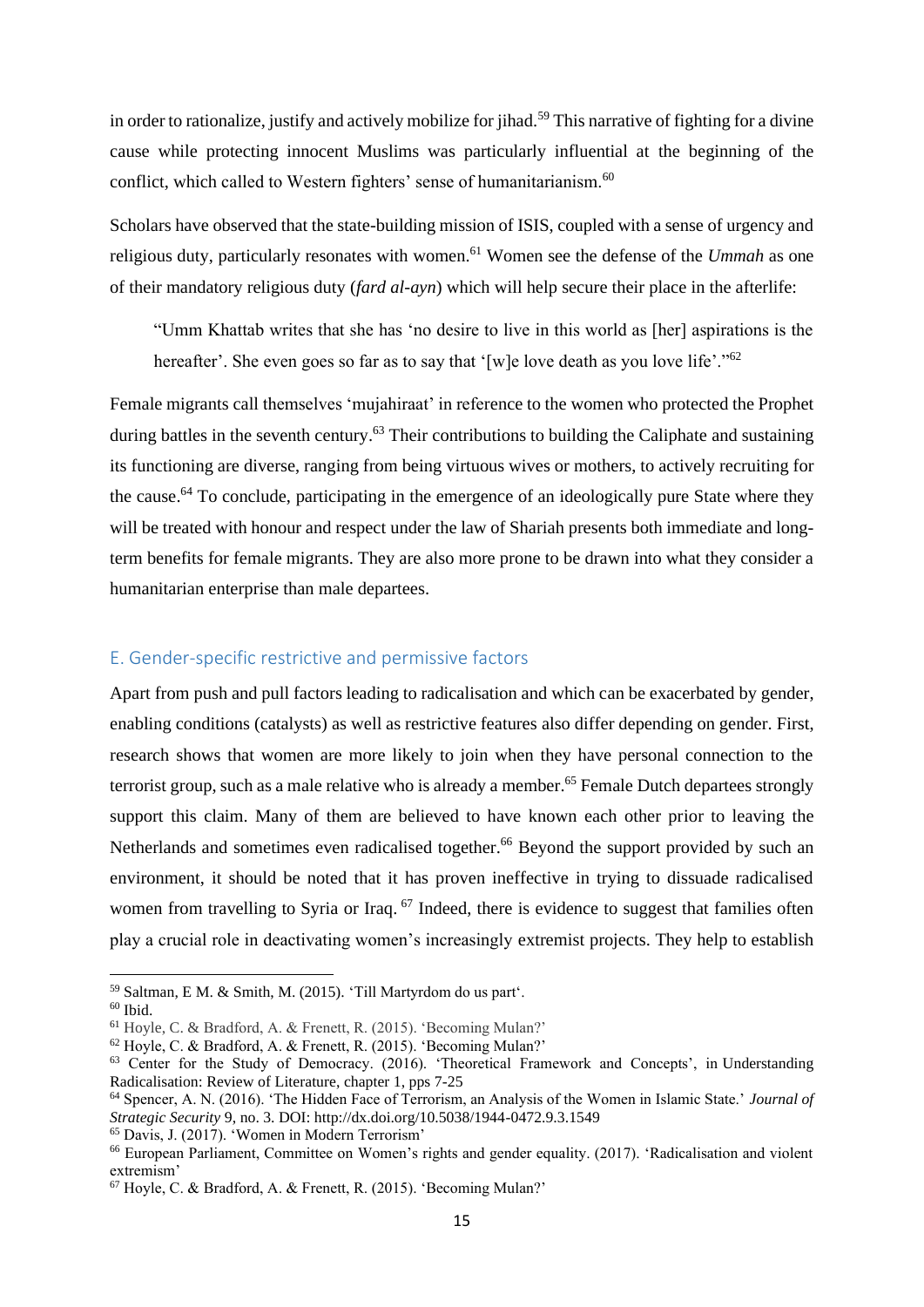in order to rationalize, justify and actively mobilize for jihad.[59] This narrative of fighting for a divine cause while protecting innocent Muslims was particularly influential at the beginning of the conflict, which called to Western fighters' sense of humanitarianism.[60]

Scholars have observed that the state-building mission of ISIS, coupled with a sense of urgency and religious duty, particularly resonates with women.[61] Women see the defense of the *Ummah* as one of their mandatory religious duty (*fard al-ayn*) which will help secure their place in the afterlife:

> "Umm Khattab writes that she has 'no desire to live in this world as [her] aspirations is the hereafter'. She even goes so far as to say that '[w]e love death as you love life'."[62]

Female migrants call themselves 'mujahiraat' in reference to the women who protected the Prophet during battles in the seventh century.[63] Their contributions to building the Caliphate and sustaining its functioning are diverse, ranging from being virtuous wives or mothers, to actively recruiting for the cause.[64] To conclude, participating in the emergence of an ideologically pure State where they will be treated with honour and respect under the law of Shariah presents both immediate and long-term benefits for female migrants. They are also more prone to be drawn into what they consider a humanitarian enterprise than male departees.

## E. Gender-specific restrictive and permissive factors

Apart from push and pull factors leading to radicalisation and which can be exacerbated by gender, enabling conditions (catalysts) as well as restrictive features also differ depending on gender. First, research shows that women are more likely to join when they have personal connection to the terrorist group, such as a male relative who is already a member.[65] Female Dutch departees strongly support this claim. Many of them are believed to have known each other prior to leaving the Netherlands and sometimes even radicalised together.[66] Beyond the support provided by such an environment, it should be noted that it has proven ineffective in trying to dissuade radicalised women from travelling to Syria or Iraq.[67] Indeed, there is evidence to suggest that families often play a crucial role in deactivating women's increasingly extremist projects. They help to establish

---

[59] Saltman, E M. & Smith, M. (2015). 'Till Martyrdom do us part'.

[60] Ibid.

[61] Hoyle, C. & Bradford, A. & Frenett, R. (2015). 'Becoming Mulan?'

[62] Hoyle, C. & Bradford, A. & Frenett, R. (2015). 'Becoming Mulan?'

[63] Center for the Study of Democracy. (2016). 'Theoretical Framework and Concepts', in Understanding Radicalisation: Review of Literature, chapter 1, pps 7-25

[64] Spencer, A. N. (2016). 'The Hidden Face of Terrorism, an Analysis of the Women in Islamic State.' *Journal of Strategic Security* 9, no. 3. DOI: http://dx.doi.org/10.5038/1944-0472.9.3.1549

[65] Davis, J. (2017). 'Women in Modern Terrorism'

[66] European Parliament, Committee on Women's rights and gender equality. (2017). 'Radicalisation and violent extremism'

[67] Hoyle, C. & Bradford, A. & Frenett, R. (2015). 'Becoming Mulan?'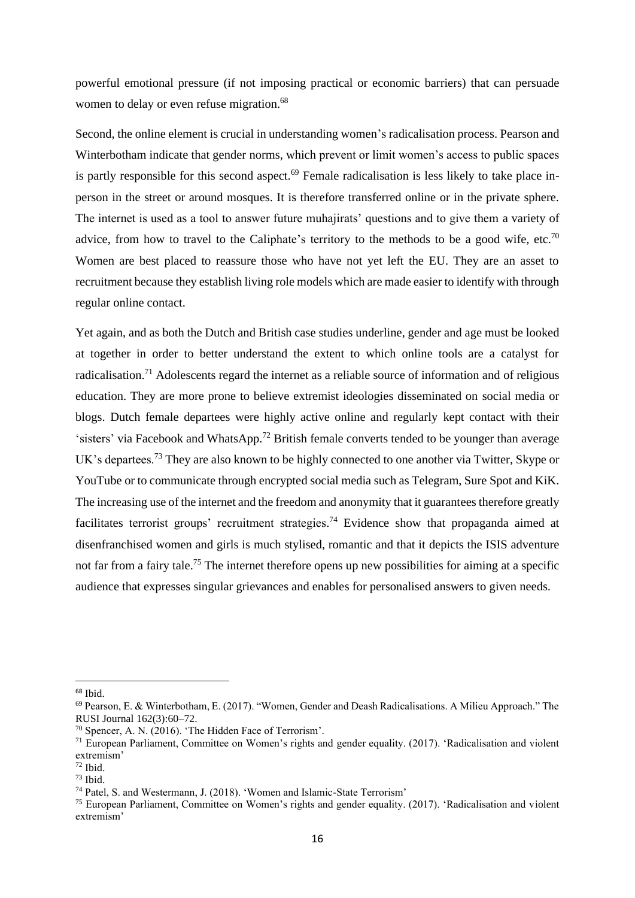powerful emotional pressure (if not imposing practical or economic barriers) that can persuade women to delay or even refuse migration.[68]

Second, the online element is crucial in understanding women's radicalisation process. Pearson and Winterbotham indicate that gender norms, which prevent or limit women's access to public spaces is partly responsible for this second aspect.[69] Female radicalisation is less likely to take place in-person in the street or around mosques. It is therefore transferred online or in the private sphere. The internet is used as a tool to answer future muhajirats' questions and to give them a variety of advice, from how to travel to the Caliphate's territory to the methods to be a good wife, etc.[70] Women are best placed to reassure those who have not yet left the EU. They are an asset to recruitment because they establish living role models which are made easier to identify with through regular online contact.

Yet again, and as both the Dutch and British case studies underline, gender and age must be looked at together in order to better understand the extent to which online tools are a catalyst for radicalisation.[71] Adolescents regard the internet as a reliable source of information and of religious education. They are more prone to believe extremist ideologies disseminated on social media or blogs. Dutch female departees were highly active online and regularly kept contact with their 'sisters' via Facebook and WhatsApp.[72] British female converts tended to be younger than average UK's departees.[73] They are also known to be highly connected to one another via Twitter, Skype or YouTube or to communicate through encrypted social media such as Telegram, Sure Spot and KiK. The increasing use of the internet and the freedom and anonymity that it guarantees therefore greatly facilitates terrorist groups' recruitment strategies.[74] Evidence show that propaganda aimed at disenfranchised women and girls is much stylised, romantic and that it depicts the ISIS adventure not far from a fairy tale.[75] The internet therefore opens up new possibilities for aiming at a specific audience that expresses singular grievances and enables for personalised answers to given needs.

---

[68] Ibid.

[69] Pearson, E. & Winterbotham, E. (2017). "Women, Gender and Deash Radicalisations. A Milieu Approach." The RUSI Journal 162(3):60–72.

[70] Spencer, A. N. (2016). 'The Hidden Face of Terrorism'.

[71] European Parliament, Committee on Women's rights and gender equality. (2017). 'Radicalisation and violent extremism'

[72] Ibid.

[73] Ibid.

[74] Patel, S. and Westermann, J. (2018). 'Women and Islamic-State Terrorism'

[75] European Parliament, Committee on Women's rights and gender equality. (2017). 'Radicalisation and violent extremism'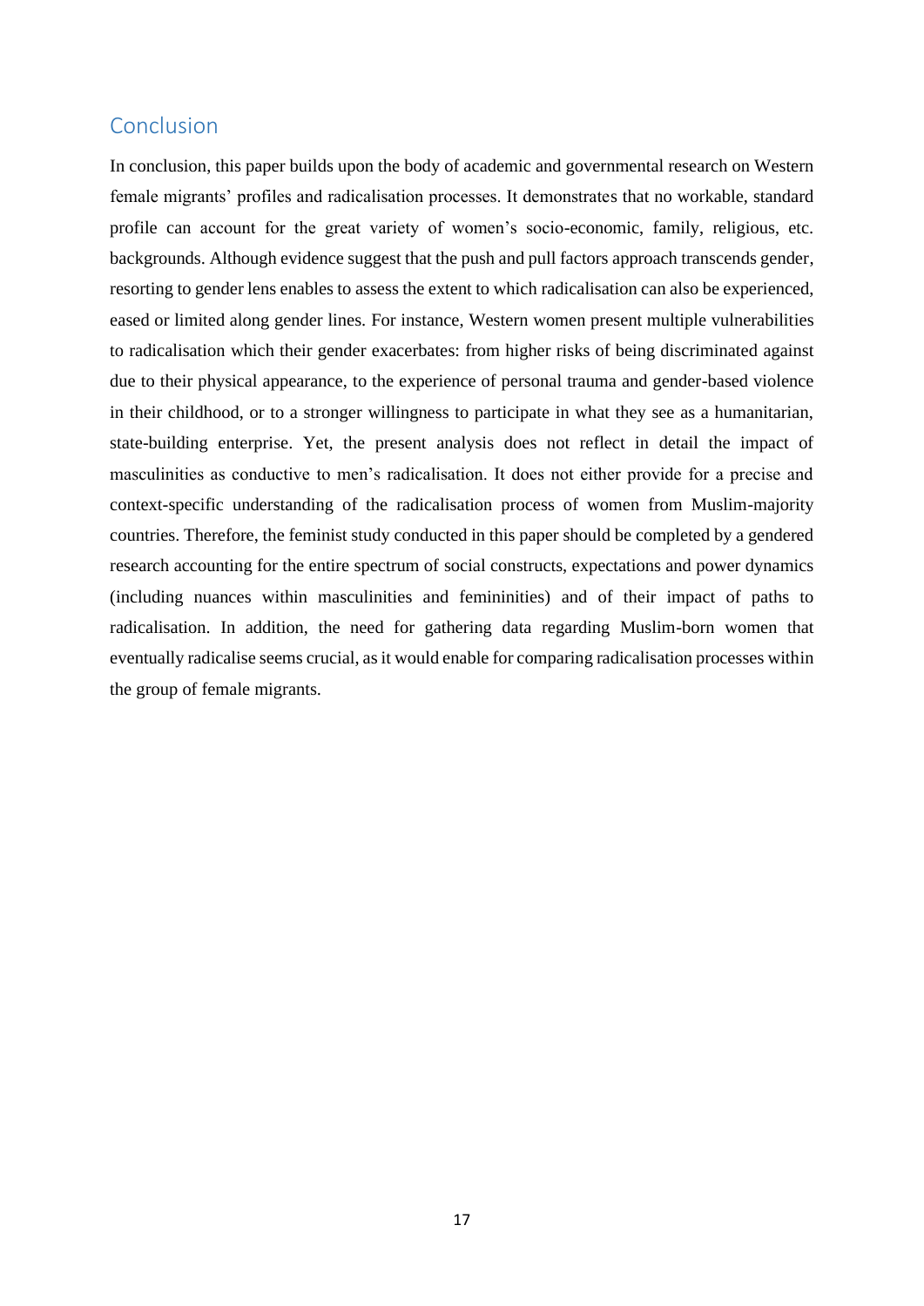## Conclusion

In conclusion, this paper builds upon the body of academic and governmental research on Western female migrants' profiles and radicalisation processes. It demonstrates that no workable, standard profile can account for the great variety of women's socio-economic, family, religious, etc. backgrounds. Although evidence suggest that the push and pull factors approach transcends gender, resorting to gender lens enables to assess the extent to which radicalisation can also be experienced, eased or limited along gender lines. For instance, Western women present multiple vulnerabilities to radicalisation which their gender exacerbates: from higher risks of being discriminated against due to their physical appearance, to the experience of personal trauma and gender-based violence in their childhood, or to a stronger willingness to participate in what they see as a humanitarian, state-building enterprise. Yet, the present analysis does not reflect in detail the impact of masculinities as conductive to men's radicalisation. It does not either provide for a precise and context-specific understanding of the radicalisation process of women from Muslim-majority countries. Therefore, the feminist study conducted in this paper should be completed by a gendered research accounting for the entire spectrum of social constructs, expectations and power dynamics (including nuances within masculinities and femininities) and of their impact of paths to radicalisation. In addition, the need for gathering data regarding Muslim-born women that eventually radicalise seems crucial, as it would enable for comparing radicalisation processes within the group of female migrants.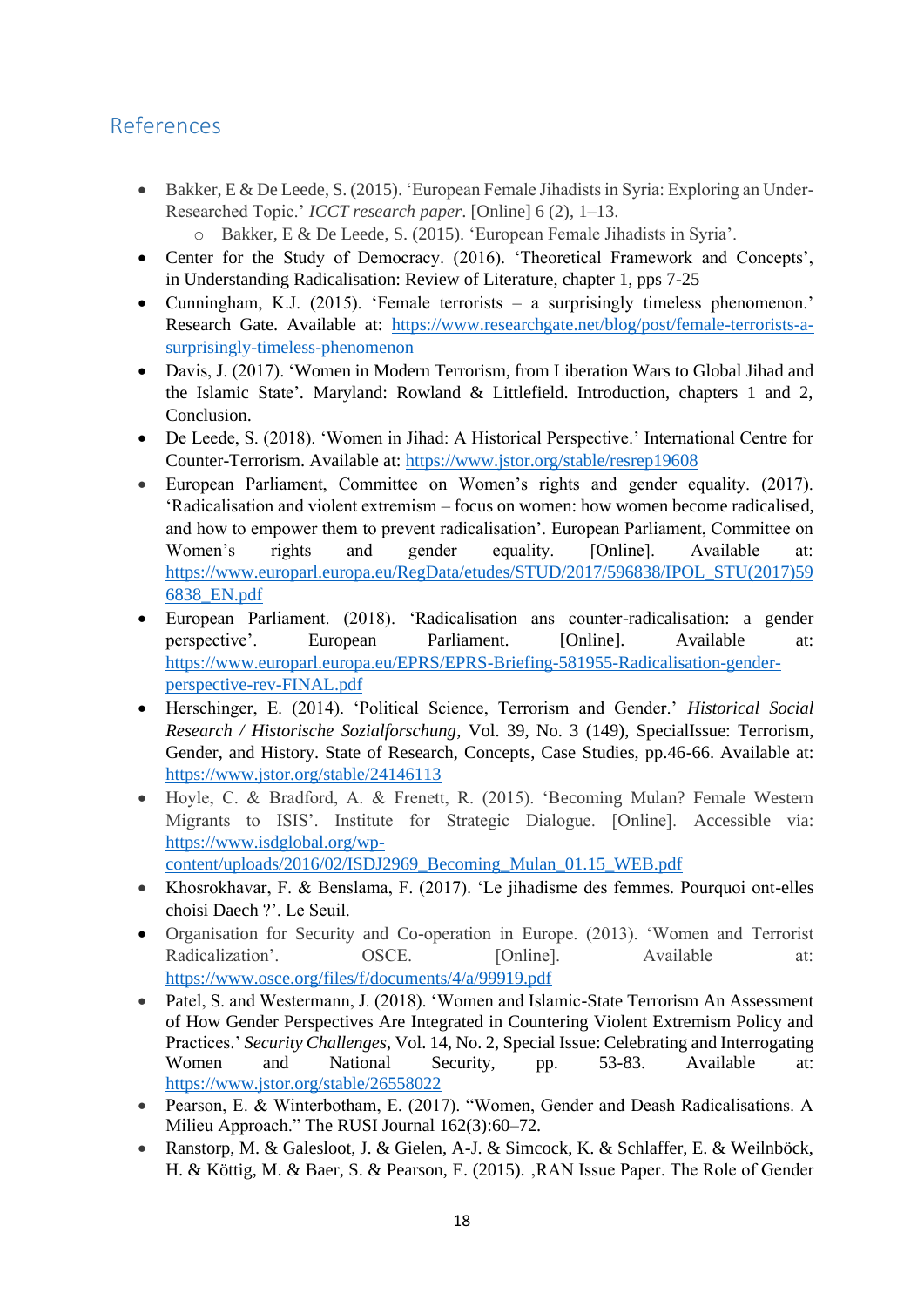## References

- Bakker, E & De Leede, S. (2015). 'European Female Jihadists in Syria: Exploring an Under-Researched Topic.' *ICCT research paper*. [Online] 6 (2), 1–13.
    - Bakker, E & De Leede, S. (2015). 'European Female Jihadists in Syria'.
- Center for the Study of Democracy. (2016). 'Theoretical Framework and Concepts', in Understanding Radicalisation: Review of Literature, chapter 1, pps 7-25
- Cunningham, K.J. (2015). 'Female terrorists – a surprisingly timeless phenomenon.' Research Gate. Available at: https://www.researchgate.net/blog/post/female-terrorists-a-surprisingly-timeless-phenomenon
- Davis, J. (2017). 'Women in Modern Terrorism, from Liberation Wars to Global Jihad and the Islamic State'. Maryland: Rowland & Littlefield. Introduction, chapters 1 and 2, Conclusion.
- De Leede, S. (2018). 'Women in Jihad: A Historical Perspective.' International Centre for Counter-Terrorism. Available at: https://www.jstor.org/stable/resrep19608
- European Parliament, Committee on Women's rights and gender equality. (2017). 'Radicalisation and violent extremism – focus on women: how women become radicalised, and how to empower them to prevent radicalisation'. European Parliament, Committee on Women's rights and gender equality. [Online]. Available at: https://www.europarl.europa.eu/RegData/etudes/STUD/2017/596838/IPOL_STU(2017)596838_EN.pdf
- European Parliament. (2018). 'Radicalisation ans counter-radicalisation: a gender perspective'. European Parliament. [Online]. Available at: https://www.europarl.europa.eu/EPRS/EPRS-Briefing-581955-Radicalisation-gender-perspective-rev-FINAL.pdf
- Herschinger, E. (2014). 'Political Science, Terrorism and Gender.' *Historical Social Research / Historische Sozialforschung*, Vol. 39, No. 3 (149), SpecialIssue: Terrorism, Gender, and History. State of Research, Concepts, Case Studies, pp.46-66. Available at: https://www.jstor.org/stable/24146113
- Hoyle, C. & Bradford, A. & Frenett, R. (2015). 'Becoming Mulan? Female Western Migrants to ISIS'. Institute for Strategic Dialogue. [Online]. Accessible via: https://www.isdglobal.org/wp-content/uploads/2016/02/ISDJ2969_Becoming_Mulan_01.15_WEB.pdf
- Khosrokhavar, F. & Benslama, F. (2017). 'Le jihadisme des femmes. Pourquoi ont-elles choisi Daech ?'. Le Seuil.
- Organisation for Security and Co-operation in Europe. (2013). 'Women and Terrorist Radicalization'. OSCE. [Online]. Available at: https://www.osce.org/files/f/documents/4/a/99919.pdf
- Patel, S. and Westermann, J. (2018). 'Women and Islamic-State Terrorism An Assessment of How Gender Perspectives Are Integrated in Countering Violent Extremism Policy and Practices.' *Security Challenges*, Vol. 14, No. 2, Special Issue: Celebrating and Interrogating Women and National Security, pp. 53-83. Available at: https://www.jstor.org/stable/26558022
- Pearson, E. & Winterbotham, E. (2017). "Women, Gender and Deash Radicalisations. A Milieu Approach." The RUSI Journal 162(3):60–72.
- Ranstorp, M. & Galesloot, J. & Gielen, A-J. & Simcock, K. & Schlaffer, E. & Weilnböck, H. & Köttig, M. & Baer, S. & Pearson, E. (2015). ‚RAN Issue Paper. The Role of Gender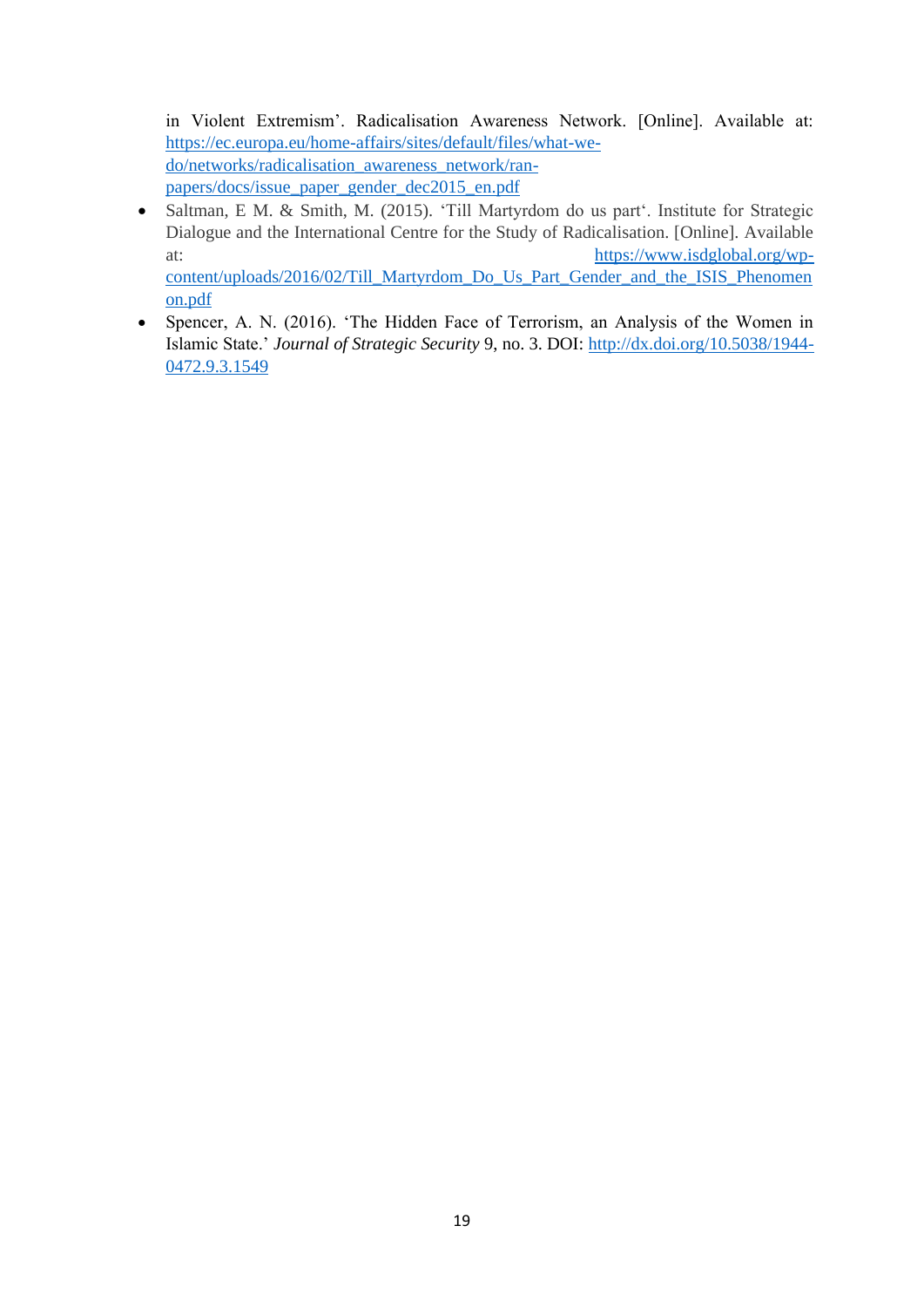in Violent Extremism'. Radicalisation Awareness Network. [Online]. Available at: https://ec.europa.eu/home-affairs/sites/default/files/what-we-do/networks/radicalisation_awareness_network/ran-papers/docs/issue_paper_gender_dec2015_en.pdf

- Saltman, E M. & Smith, M. (2015). 'Till Martyrdom do us part'. Institute for Strategic Dialogue and the International Centre for the Study of Radicalisation. [Online]. Available at: https://www.isdglobal.org/wp-content/uploads/2016/02/Till_Martyrdom_Do_Us_Part_Gender_and_the_ISIS_Phenomenon.pdf
- Spencer, A. N. (2016). 'The Hidden Face of Terrorism, an Analysis of the Women in Islamic State.' *Journal of Strategic Security* 9, no. 3. DOI: http://dx.doi.org/10.5038/1944-0472.9.3.1549